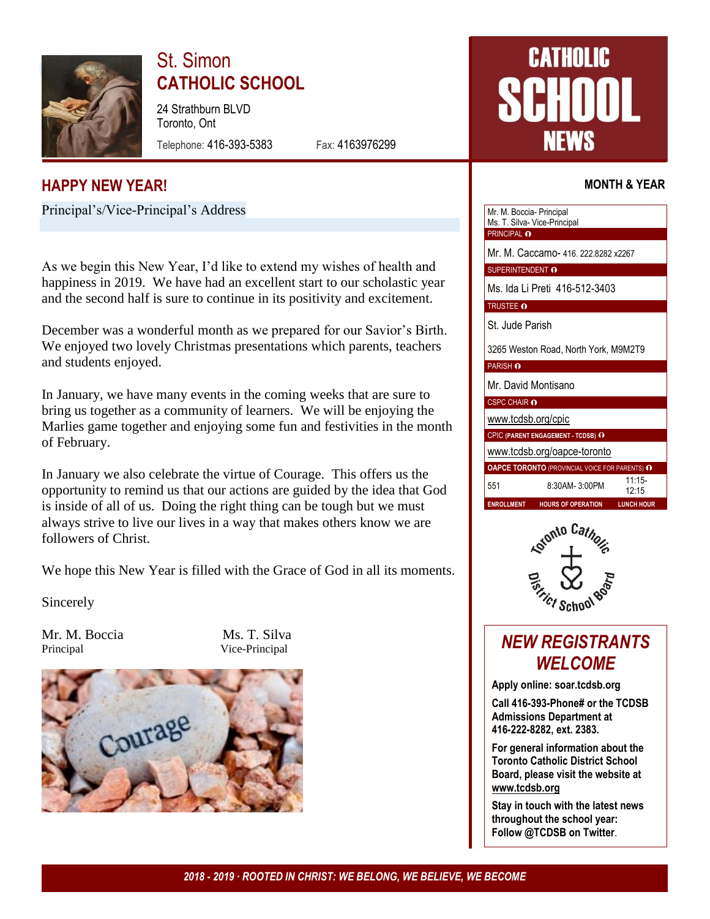# St. Simon CATHOLIC SCHOOL

24 Strathburn BLVD
Toronto, Ont

Telephone: 416-393-5383 Fax: 4163976299

# CATHOLIC SCHOOL NEWS

## HAPPY NEW YEAR!

Principal's/Vice-Principal's Address

As we begin this New Year, I'd like to extend my wishes of health and happiness in 2019. We have had an excellent start to our scholastic year and the second half is sure to continue in its positivity and excitement.

December was a wonderful month as we prepared for our Savior's Birth. We enjoyed two lovely Christmas presentations which parents, teachers and students enjoyed.

In January, we have many events in the coming weeks that are sure to bring us together as a community of learners. We will be enjoying the Marlies game together and enjoying some fun and festivities in the month of February.

In January we also celebrate the virtue of Courage. This offers us the opportunity to remind us that our actions are guided by the idea that God is inside of all of us. Doing the right thing can be tough but we must always strive to live our lives in a way that makes others know we are followers of Christ.

We hope this New Year is filled with the Grace of God in all its moments.

Sincerely

Mr. M. Boccia
Principal

Ms. T. Silva
Vice-Principal

**MONTH & YEAR**

Mr. M. Boccia- Principal
Ms. T. Silva- Vice-Principal
PRINCIPAL

Mr. M. Caccamo- 416. 222.8282 x2267
SUPERINTENDENT

Ms. Ida Li Preti 416-512-3403
TRUSTEE

St. Jude Parish

3265 Weston Road, North York, M9M2T9
PARISH

Mr. David Montisano
CSPC CHAIR

www.tcdsb.org/cpic
CPIC (PARENT ENGAGEMENT - TCDSB)

www.tcdsb.org/oapce-toronto
OAPCE TORONTO (PROVINCIAL VOICE FOR PARENTS)

| ENROLLMENT | HOURS OF OPERATION | LUNCH HOUR |
|---|---|---|
| 551 | 8:30AM- 3:00PM | 11:15-12:15 |

Toronto Catholic District School Board

## NEW REGISTRANTS WELCOME

**Apply online: soar.tcdsb.org**

**Call 416-393-Phone# or the TCDSB Admissions Department at 416-222-8282, ext. 2383.**

**For general information about the Toronto Catholic District School Board, please visit the website at www.tcdsb.org**

**Stay in touch with the latest news throughout the school year: Follow @TCDSB on Twitter.**

*2018 - 2019 · ROOTED IN CHRIST: WE BELONG, WE BELIEVE, WE BECOME*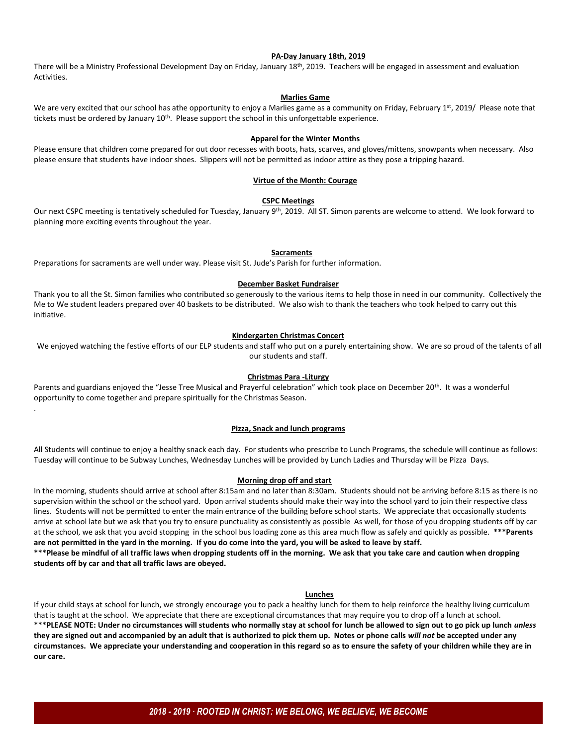**PA-Day January 18th, 2019**

There will be a Ministry Professional Development Day on Friday, January 18th, 2019. Teachers will be engaged in assessment and evaluation Activities.

**Marlies Game**

We are very excited that our school has athe opportunity to enjoy a Marlies game as a community on Friday, February 1st, 2019/ Please note that tickets must be ordered by January 10th. Please support the school in this unforgettable experience.

**Apparel for the Winter Months**

Please ensure that children come prepared for out door recesses with boots, hats, scarves, and gloves/mittens, snowpants when necessary. Also please ensure that students have indoor shoes. Slippers will not be permitted as indoor attire as they pose a tripping hazard.

**Virtue of the Month: Courage**

**CSPC Meetings**

Our next CSPC meeting is tentatively scheduled for Tuesday, January 9th, 2019. All ST. Simon parents are welcome to attend. We look forward to planning more exciting events throughout the year.

**Sacraments**

Preparations for sacraments are well under way. Please visit St. Jude's Parish for further information.

**December Basket Fundraiser**

Thank you to all the St. Simon families who contributed so generously to the various items to help those in need in our community. Collectively the Me to We student leaders prepared over 40 baskets to be distributed. We also wish to thank the teachers who took helped to carry out this initiative.

**Kindergarten Christmas Concert**

We enjoyed watching the festive efforts of our ELP students and staff who put on a purely entertaining show. We are so proud of the talents of all our students and staff.

**Christmas Para -Liturgy**

Parents and guardians enjoyed the "Jesse Tree Musical and Prayerful celebration" which took place on December 20th. It was a wonderful opportunity to come together and prepare spiritually for the Christmas Season.

.

**Pizza, Snack and lunch programs**

All Students will continue to enjoy a healthy snack each day. For students who prescribe to Lunch Programs, the schedule will continue as follows: Tuesday will continue to be Subway Lunches, Wednesday Lunches will be provided by Lunch Ladies and Thursday will be Pizza Days.

**Morning drop off and start**

In the morning, students should arrive at school after 8:15am and no later than 8:30am. Students should not be arriving before 8:15 as there is no supervision within the school or the school yard. Upon arrival students should make their way into the school yard to join their respective class lines. Students will not be permitted to enter the main entrance of the building before school starts. We appreciate that occasionally students arrive at school late but we ask that you try to ensure punctuality as consistently as possible As well, for those of you dropping students off by car at the school, we ask that you avoid stopping in the school bus loading zone as this area much flow as safely and quickly as possible. **\*\*\*Parents are not permitted in the yard in the morning. If you do come into the yard, you will be asked to leave by staff.**

**\*\*\*Please be mindful of all traffic laws when dropping students off in the morning. We ask that you take care and caution when dropping students off by car and that all traffic laws are obeyed.**

**Lunches**

If your child stays at school for lunch, we strongly encourage you to pack a healthy lunch for them to help reinforce the healthy living curriculum that is taught at the school. We appreciate that there are exceptional circumstances that may require you to drop off a lunch at school.
**\*\*\*PLEASE NOTE: Under no circumstances will students who normally stay at school for lunch be allowed to sign out to go pick up lunch *unless* they are signed out and accompanied by an adult that is authorized to pick them up. Notes or phone calls *will not* be accepted under any circumstances. We appreciate your understanding and cooperation in this regard so as to ensure the safety of your children while they are in our care.**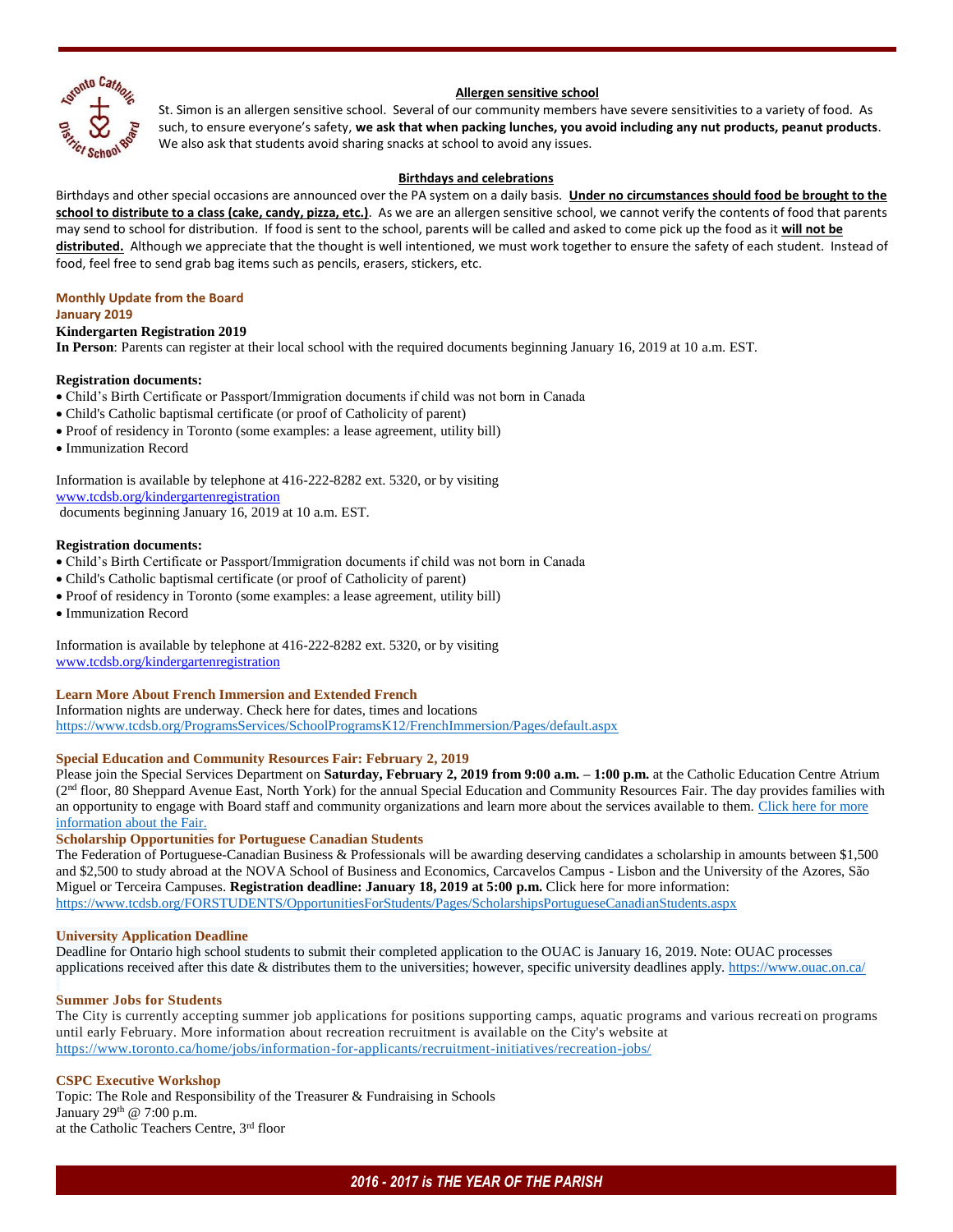## Allergen sensitive school

St. Simon is an allergen sensitive school. Several of our community members have severe sensitivities to a variety of food. As such, to ensure everyone's safety, **we ask that when packing lunches, you avoid including any nut products, peanut products**. We also ask that students avoid sharing snacks at school to avoid any issues.

## Birthdays and celebrations

Birthdays and other special occasions are announced over the PA system on a daily basis. **Under no circumstances should food be brought to the school to distribute to a class (cake, candy, pizza, etc.)**. As we are an allergen sensitive school, we cannot verify the contents of food that parents may send to school for distribution. If food is sent to the school, parents will be called and asked to come pick up the food as it **will not be distributed.** Although we appreciate that the thought is well intentioned, we must work together to ensure the safety of each student. Instead of food, feel free to send grab bag items such as pencils, erasers, stickers, etc.

**Monthly Update from the Board**
**January 2019**

**Kindergarten Registration 2019**

**In Person**: Parents can register at their local school with the required documents beginning January 16, 2019 at 10 a.m. EST.

**Registration documents:**

- Child's Birth Certificate or Passport/Immigration documents if child was not born in Canada
- Child's Catholic baptismal certificate (or proof of Catholicity of parent)
- Proof of residency in Toronto (some examples: a lease agreement, utility bill)
- Immunization Record

Information is available by telephone at 416-222-8282 ext. 5320, or by visiting www.tcdsb.org/kindergartenregistration
documents beginning January 16, 2019 at 10 a.m. EST.

**Registration documents:**

- Child's Birth Certificate or Passport/Immigration documents if child was not born in Canada
- Child's Catholic baptismal certificate (or proof of Catholicity of parent)
- Proof of residency in Toronto (some examples: a lease agreement, utility bill)
- Immunization Record

Information is available by telephone at 416-222-8282 ext. 5320, or by visiting www.tcdsb.org/kindergartenregistration

**Learn More About French Immersion and Extended French**

Information nights are underway. Check here for dates, times and locations
https://www.tcdsb.org/ProgramsServices/SchoolProgramsK12/FrenchImmersion/Pages/default.aspx

**Special Education and Community Resources Fair: February 2, 2019**

Please join the Special Services Department on **Saturday, February 2, 2019 from 9:00 a.m. – 1:00 p.m.** at the Catholic Education Centre Atrium (2nd floor, 80 Sheppard Avenue East, North York) for the annual Special Education and Community Resources Fair. The day provides families with an opportunity to engage with Board staff and community organizations and learn more about the services available to them. Click here for more information about the Fair.

**Scholarship Opportunities for Portuguese Canadian Students**

The Federation of Portuguese-Canadian Business & Professionals will be awarding deserving candidates a scholarship in amounts between $1,500 and $2,500 to study abroad at the NOVA School of Business and Economics, Carcavelos Campus - Lisbon and the University of the Azores, São Miguel or Terceira Campuses. **Registration deadline: January 18, 2019 at 5:00 p.m.** Click here for more information:
https://www.tcdsb.org/FORSTUDENTS/OpportunitiesForStudents/Pages/ScholarshipsPortugueseCanadianStudents.aspx

**University Application Deadline**

Deadline for Ontario high school students to submit their completed application to the OUAC is January 16, 2019. Note: OUAC processes applications received after this date & distributes them to the universities; however, specific university deadlines apply. https://www.ouac.on.ca/

**Summer Jobs for Students**

The City is currently accepting summer job applications for positions supporting camps, aquatic programs and various recreation programs until early February. More information about recreation recruitment is available on the City's website at
https://www.toronto.ca/home/jobs/information-for-applicants/recruitment-initiatives/recreation-jobs/

**CSPC Executive Workshop**

Topic: The Role and Responsibility of the Treasurer & Fundraising in Schools
January 29th @ 7:00 p.m.
at the Catholic Teachers Centre, 3rd floor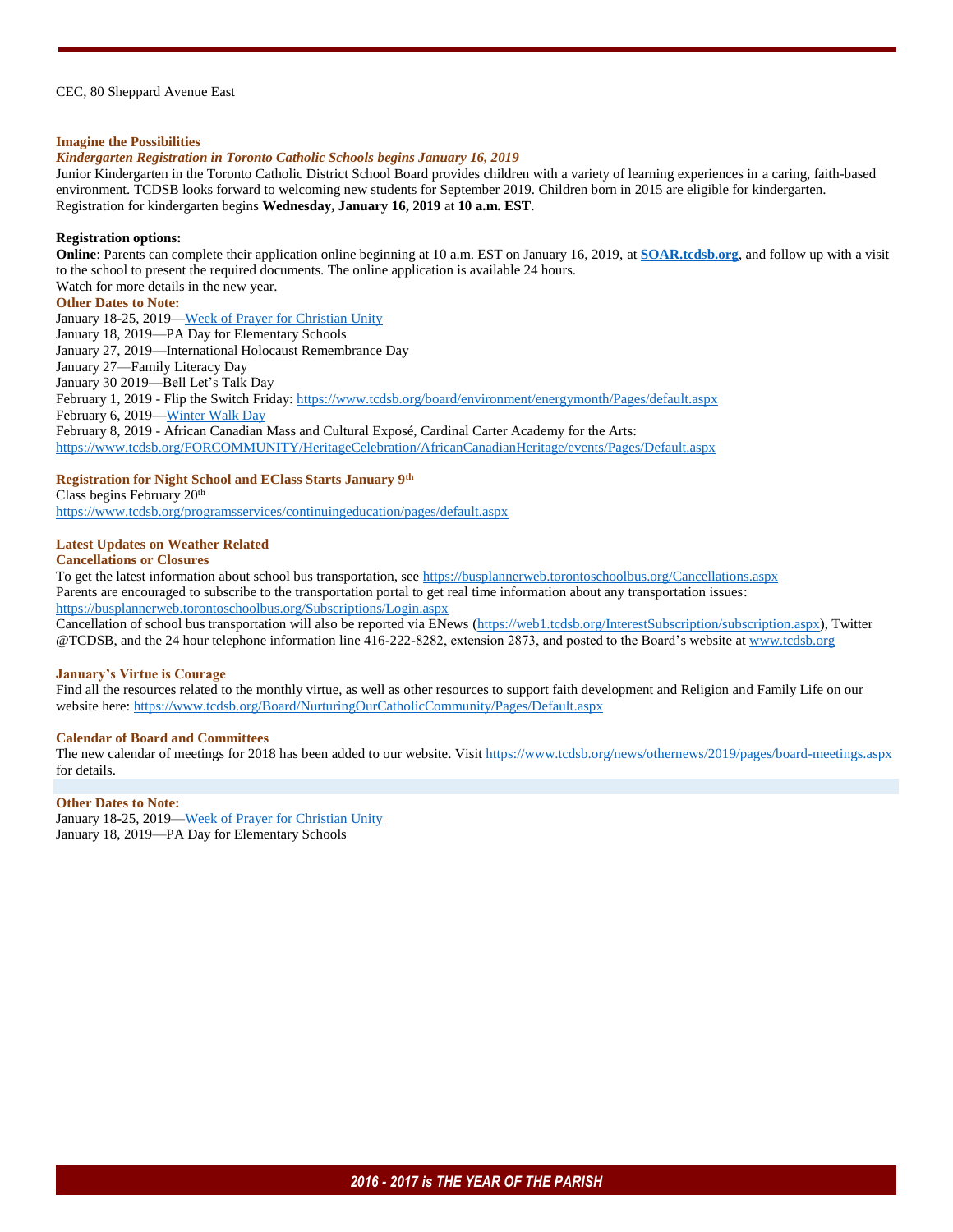CEC, 80 Sheppard Avenue East

**Imagine the Possibilities**

***Kindergarten Registration in Toronto Catholic Schools begins January 16, 2019***

Junior Kindergarten in the Toronto Catholic District School Board provides children with a variety of learning experiences in a caring, faith-based environment. TCDSB looks forward to welcoming new students for September 2019. Children born in 2015 are eligible for kindergarten. Registration for kindergarten begins **Wednesday, January 16, 2019** at **10 a.m. EST**.

**Registration options:**

**Online**: Parents can complete their application online beginning at 10 a.m. EST on January 16, 2019, at **SOAR.tcdsb.org**, and follow up with a visit to the school to present the required documents. The online application is available 24 hours.

Watch for more details in the new year.

**Other Dates to Note:**

January 18-25, 2019—Week of Prayer for Christian Unity
January 18, 2019—PA Day for Elementary Schools
January 27, 2019—International Holocaust Remembrance Day
January 27—Family Literacy Day
January 30 2019—Bell Let's Talk Day
February 1, 2019 - Flip the Switch Friday: https://www.tcdsb.org/board/environment/energymonth/Pages/default.aspx
February 6, 2019—Winter Walk Day
February 8, 2019 - African Canadian Mass and Cultural Exposé, Cardinal Carter Academy for the Arts: https://www.tcdsb.org/FORCOMMUNITY/HeritageCelebration/AfricanCanadianHeritage/events/Pages/Default.aspx

**Registration for Night School and EClass Starts January 9th**

Class begins February 20th
https://www.tcdsb.org/programsservices/continuingeducation/pages/default.aspx

**Latest Updates on Weather Related Cancellations or Closures**

To get the latest information about school bus transportation, see https://busplannerweb.torontoschoolbus.org/Cancellations.aspx
Parents are encouraged to subscribe to the transportation portal to get real time information about any transportation issues: https://busplannerweb.torontoschoolbus.org/Subscriptions/Login.aspx
Cancellation of school bus transportation will also be reported via ENews (https://web1.tcdsb.org/InterestSubscription/subscription.aspx), Twitter @TCDSB, and the 24 hour telephone information line 416-222-8282, extension 2873, and posted to the Board's website at www.tcdsb.org

**January's Virtue is Courage**

Find all the resources related to the monthly virtue, as well as other resources to support faith development and Religion and Family Life on our website here: https://www.tcdsb.org/Board/NurturingOurCatholicCommunity/Pages/Default.aspx

**Calendar of Board and Committees**

The new calendar of meetings for 2018 has been added to our website. Visit https://www.tcdsb.org/news/othernews/2019/pages/board-meetings.aspx for details.

**Other Dates to Note:**

January 18-25, 2019—Week of Prayer for Christian Unity
January 18, 2019—PA Day for Elementary Schools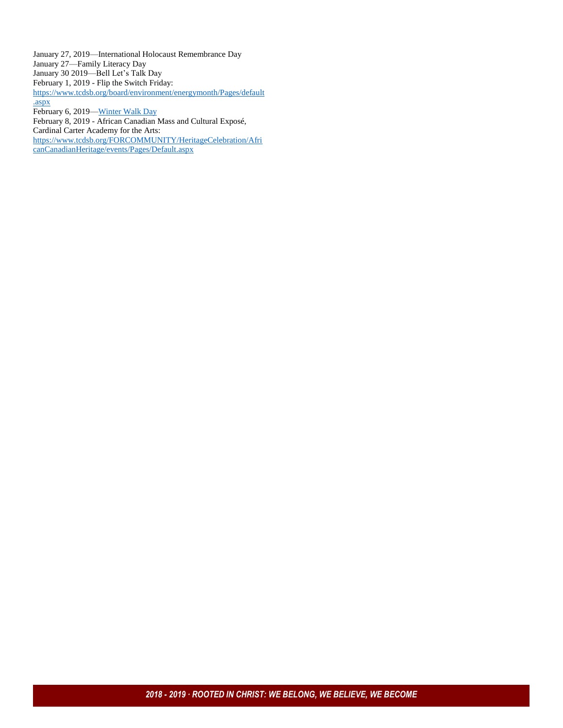January 27, 2019—International Holocaust Remembrance Day
January 27—Family Literacy Day
January 30 2019—Bell Let's Talk Day
February 1, 2019 - Flip the Switch Friday: https://www.tcdsb.org/board/environment/energymonth/Pages/default.aspx
February 6, 2019—Winter Walk Day
February 8, 2019 - African Canadian Mass and Cultural Exposé, Cardinal Carter Academy for the Arts: https://www.tcdsb.org/FORCOMMUNITY/HeritageCelebration/AfricanCanadianHeritage/events/Pages/Default.aspx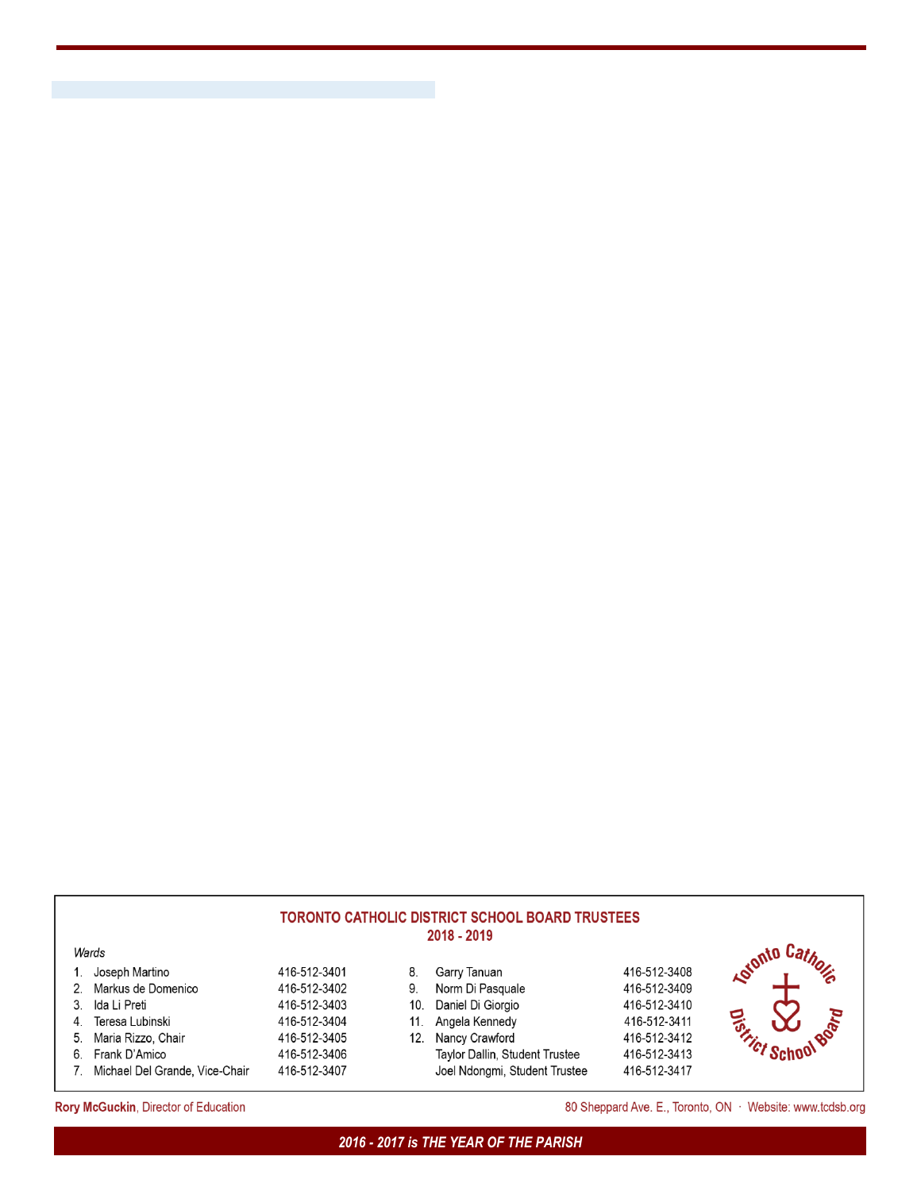## TORONTO CATHOLIC DISTRICT SCHOOL BOARD TRUSTEES
## 2018 - 2019

*Wards*

| | | | | | |
|---|---|---|---|---|---|
| 1. | Joseph Martino | 416-512-3401 | 8. | Garry Tanuan | 416-512-3408 |
| 2. | Markus de Domenico | 416-512-3402 | 9. | Norm Di Pasquale | 416-512-3409 |
| 3. | Ida Li Preti | 416-512-3403 | 10. | Daniel Di Giorgio | 416-512-3410 |
| 4. | Teresa Lubinski | 416-512-3404 | 11. | Angela Kennedy | 416-512-3411 |
| 5. | Maria Rizzo, Chair | 416-512-3405 | 12. | Nancy Crawford | 416-512-3412 |
| 6. | Frank D'Amico | 416-512-3406 | | Taylor Dallin, Student Trustee | 416-512-3413 |
| 7. | Michael Del Grande, Vice-Chair | 416-512-3407 | | Joel Ndongmi, Student Trustee | 416-512-3417 |

Toronto Catholic District School Board

**Rory McGuckin**, Director of Education

80 Sheppard Ave. E., Toronto, ON · Website: www.tcdsb.org

***2016 - 2017 is THE YEAR OF THE PARISH***